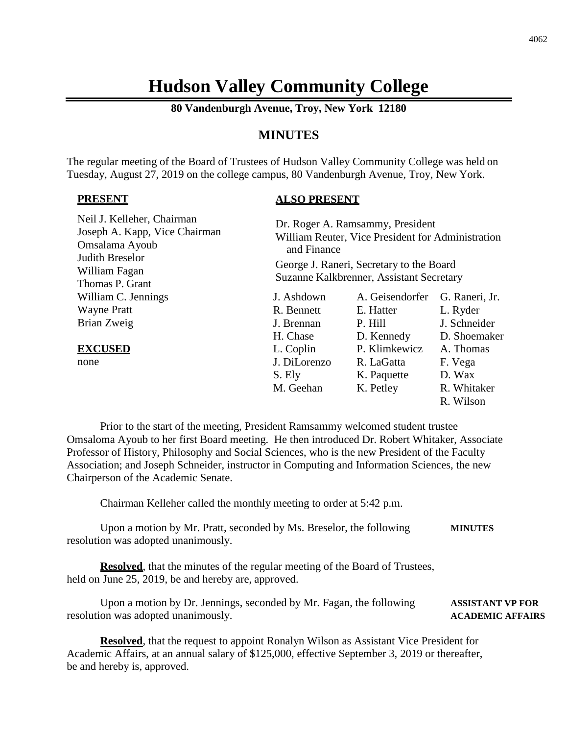# Hudson Valley Community College

**80 Vandenburgh Avenue, Troy, New York 12180**

## MINUTES

The regular meeting of the Board of Trustees of Hudson Valley Community College was held on Tuesday, August 27, 2019 on the college campus, 80 Vandenburgh Avenue, Troy, New York.

**PRESENT**

Neil J. Kelleher, Chairman
Joseph A. Kapp, Vice Chairman
Omsalama Ayoub
Judith Breselor
William Fagan
Thomas P. Grant
William C. Jennings
Wayne Pratt
Brian Zweig

**EXCUSED**

none

**ALSO PRESENT**

Dr. Roger A. Ramsammy, President
William Reuter, Vice President for Administration and Finance
George J. Raneri, Secretary to the Board
Suzanne Kalkbrenner, Assistant Secretary

| | | |
|---|---|---|
| J. Ashdown | A. Geisendorfer | G. Raneri, Jr. |
| R. Bennett | E. Hatter | L. Ryder |
| J. Brennan | P. Hill | J. Schneider |
| H. Chase | D. Kennedy | D. Shoemaker |
| L. Coplin | P. Klimkewicz | A. Thomas |
| J. DiLorenzo | R. LaGatta | F. Vega |
| S. Ely | K. Paquette | D. Wax |
| M. Geehan | K. Petley | R. Whitaker |
| | | R. Wilson |

Prior to the start of the meeting, President Ramsammy welcomed student trustee Omsaloma Ayoub to her first Board meeting. He then introduced Dr. Robert Whitaker, Associate Professor of History, Philosophy and Social Sciences, who is the new President of the Faculty Association; and Joseph Schneider, instructor in Computing and Information Sciences, the new Chairperson of the Academic Senate.

Chairman Kelleher called the monthly meeting to order at 5:42 p.m.

**MINUTES**

Upon a motion by Mr. Pratt, seconded by Ms. Breselor, the following resolution was adopted unanimously.

**Resolved**, that the minutes of the regular meeting of the Board of Trustees, held on June 25, 2019, be and hereby are, approved.

**ASSISTANT VP FOR ACADEMIC AFFAIRS**

Upon a motion by Dr. Jennings, seconded by Mr. Fagan, the following resolution was adopted unanimously.

**Resolved**, that the request to appoint Ronalyn Wilson as Assistant Vice President for Academic Affairs, at an annual salary of $125,000, effective September 3, 2019 or thereafter, be and hereby is, approved.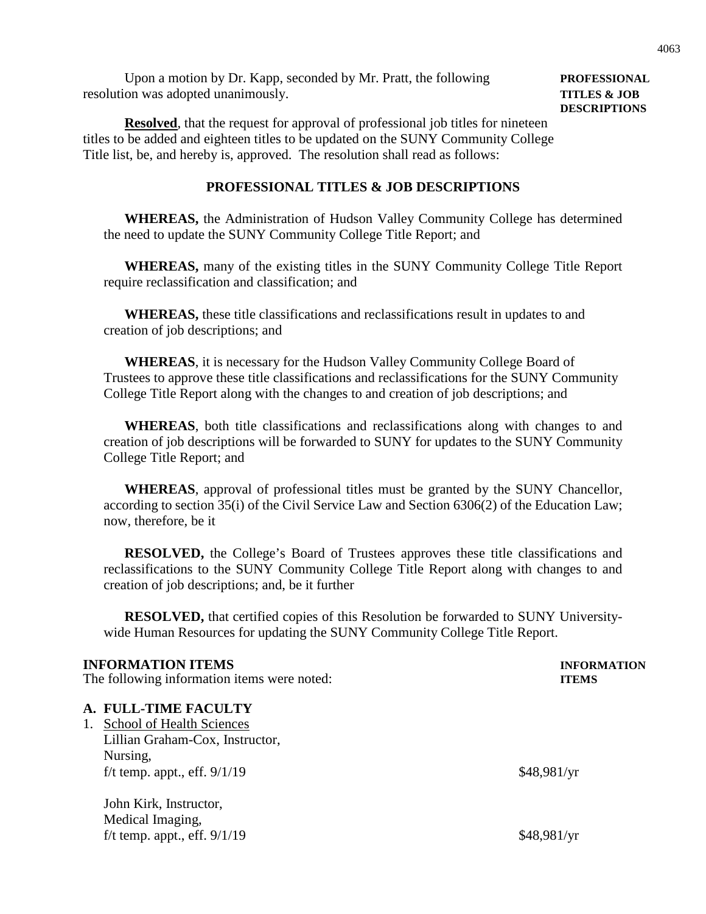Upon a motion by Dr. Kapp, seconded by Mr. Pratt, the following resolution was adopted unanimously.

**PROFESSIONAL TITLES & JOB DESCRIPTIONS**

**Resolved**, that the request for approval of professional job titles for nineteen titles to be added and eighteen titles to be updated on the SUNY Community College Title list, be, and hereby is, approved. The resolution shall read as follows:

## PROFESSIONAL TITLES & JOB DESCRIPTIONS

**WHEREAS,** the Administration of Hudson Valley Community College has determined the need to update the SUNY Community College Title Report; and

**WHEREAS,** many of the existing titles in the SUNY Community College Title Report require reclassification and classification; and

**WHEREAS,** these title classifications and reclassifications result in updates to and creation of job descriptions; and

**WHEREAS**, it is necessary for the Hudson Valley Community College Board of Trustees to approve these title classifications and reclassifications for the SUNY Community College Title Report along with the changes to and creation of job descriptions; and

**WHEREAS**, both title classifications and reclassifications along with changes to and creation of job descriptions will be forwarded to SUNY for updates to the SUNY Community College Title Report; and

**WHEREAS**, approval of professional titles must be granted by the SUNY Chancellor, according to section 35(i) of the Civil Service Law and Section 6306(2) of the Education Law; now, therefore, be it

**RESOLVED,** the College's Board of Trustees approves these title classifications and reclassifications to the SUNY Community College Title Report along with changes to and creation of job descriptions; and, be it further

**RESOLVED,** that certified copies of this Resolution be forwarded to SUNY University-wide Human Resources for updating the SUNY Community College Title Report.

## INFORMATION ITEMS

**INFORMATION ITEMS**

The following information items were noted:

### A. FULL-TIME FACULTY

1. School of Health Sciences

   Lillian Graham-Cox, Instructor, Nursing, f/t temp. appt., eff. 9/1/19 — $48,981/yr

   John Kirk, Instructor, Medical Imaging, f/t temp. appt., eff. 9/1/19 — $48,981/yr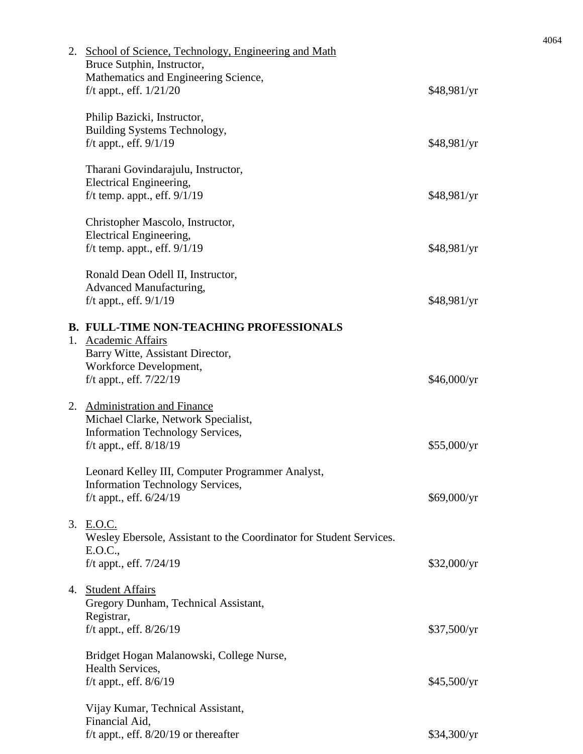2. School of Science, Technology, Engineering and Math

   Bruce Sutphin, Instructor,
   Mathematics and Engineering Science,
   f/t appt., eff. 1/21/20 — $48,981/yr

   Philip Bazicki, Instructor,
   Building Systems Technology,
   f/t appt., eff. 9/1/19 — $48,981/yr

   Tharani Govindarajulu, Instructor,
   Electrical Engineering,
   f/t temp. appt., eff. 9/1/19 — $48,981/yr

   Christopher Mascolo, Instructor,
   Electrical Engineering,
   f/t temp. appt., eff. 9/1/19 — $48,981/yr

   Ronald Dean Odell II, Instructor,
   Advanced Manufacturing,
   f/t appt., eff. 9/1/19 — $48,981/yr

**B. FULL-TIME NON-TEACHING PROFESSIONALS**

1. Academic Affairs

   Barry Witte, Assistant Director,
   Workforce Development,
   f/t appt., eff. 7/22/19 — $46,000/yr

2. Administration and Finance

   Michael Clarke, Network Specialist,
   Information Technology Services,
   f/t appt., eff. 8/18/19 — $55,000/yr

   Leonard Kelley III, Computer Programmer Analyst,
   Information Technology Services,
   f/t appt., eff. 6/24/19 — $69,000/yr

3. E.O.C.

   Wesley Ebersole, Assistant to the Coordinator for Student Services.
   E.O.C.,
   f/t appt., eff. 7/24/19 — $32,000/yr

4. Student Affairs

   Gregory Dunham, Technical Assistant,
   Registrar,
   f/t appt., eff. 8/26/19 — $37,500/yr

   Bridget Hogan Malanowski, College Nurse,
   Health Services,
   f/t appt., eff. 8/6/19 — $45,500/yr

   Vijay Kumar, Technical Assistant,
   Financial Aid,
   f/t appt., eff. 8/20/19 or thereafter — $34,300/yr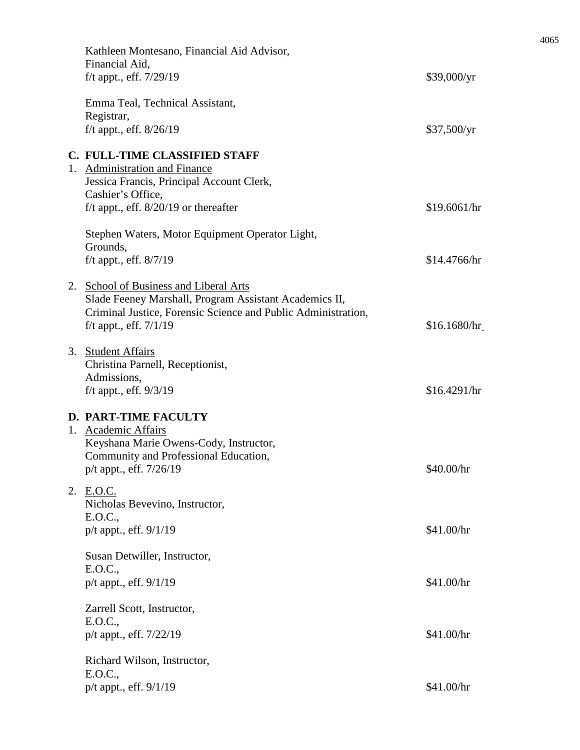Kathleen Montesano, Financial Aid Advisor,
Financial Aid,
f/t appt., eff. 7/29/19 $39,000/yr

Emma Teal, Technical Assistant,
Registrar,
f/t appt., eff. 8/26/19 $37,500/yr

**C. FULL-TIME CLASSIFIED STAFF**

1. Administration and Finance

Jessica Francis, Principal Account Clerk,
Cashier's Office,
f/t appt., eff. 8/20/19 or thereafter $19.6061/hr

Stephen Waters, Motor Equipment Operator Light,
Grounds,
f/t appt., eff. 8/7/19 $14.4766/hr

2. School of Business and Liberal Arts

Slade Feeney Marshall, Program Assistant Academics II,
Criminal Justice, Forensic Science and Public Administration,
f/t appt., eff. 7/1/19 $16.1680/hr

3. Student Affairs

Christina Parnell, Receptionist,
Admissions,
f/t appt., eff. 9/3/19 $16.4291/hr

**D. PART-TIME FACULTY**

1. Academic Affairs

Keyshana Marie Owens-Cody, Instructor,
Community and Professional Education,
p/t appt., eff. 7/26/19 $40.00/hr

2. E.O.C.

Nicholas Bevevino, Instructor,
E.O.C.,
p/t appt., eff. 9/1/19 $41.00/hr

Susan Detwiller, Instructor,
E.O.C.,
p/t appt., eff. 9/1/19 $41.00/hr

Zarrell Scott, Instructor,
E.O.C.,
p/t appt., eff. 7/22/19 $41.00/hr

Richard Wilson, Instructor,
E.O.C.,
p/t appt., eff. 9/1/19 $41.00/hr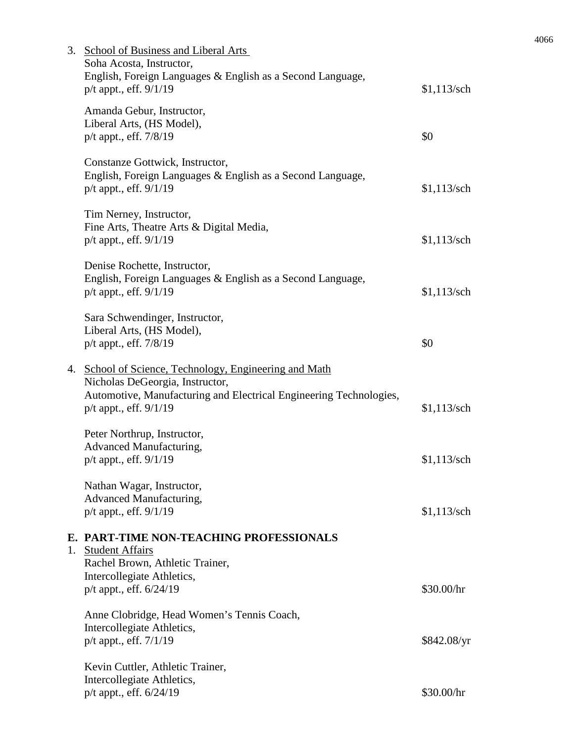3. <u>School of Business and Liberal Arts</u>

   Soha Acosta, Instructor,
   English, Foreign Languages & English as a Second Language,
   p/t appt., eff. 9/1/19 — $1,113/sch

   Amanda Gebur, Instructor,
   Liberal Arts, (HS Model),
   p/t appt., eff. 7/8/19 — $0

   Constanze Gottwick, Instructor,
   English, Foreign Languages & English as a Second Language,
   p/t appt., eff. 9/1/19 — $1,113/sch

   Tim Nerney, Instructor,
   Fine Arts, Theatre Arts & Digital Media,
   p/t appt., eff. 9/1/19 — $1,113/sch

   Denise Rochette, Instructor,
   English, Foreign Languages & English as a Second Language,
   p/t appt., eff. 9/1/19 — $1,113/sch

   Sara Schwendinger, Instructor,
   Liberal Arts, (HS Model),
   p/t appt., eff. 7/8/19 — $0

4. <u>School of Science, Technology, Engineering and Math</u>

   Nicholas DeGeorgia, Instructor,
   Automotive, Manufacturing and Electrical Engineering Technologies,
   p/t appt., eff. 9/1/19 — $1,113/sch

   Peter Northrup, Instructor,
   Advanced Manufacturing,
   p/t appt., eff. 9/1/19 — $1,113/sch

   Nathan Wagar, Instructor,
   Advanced Manufacturing,
   p/t appt., eff. 9/1/19 — $1,113/sch

**E. PART-TIME NON-TEACHING PROFESSIONALS**

1. <u>Student Affairs</u>

   Rachel Brown, Athletic Trainer,
   Intercollegiate Athletics,
   p/t appt., eff. 6/24/19 — $30.00/hr

   Anne Clobridge, Head Women's Tennis Coach,
   Intercollegiate Athletics,
   p/t appt., eff. 7/1/19 — $842.08/yr

   Kevin Cuttler, Athletic Trainer,
   Intercollegiate Athletics,
   p/t appt., eff. 6/24/19 — $30.00/hr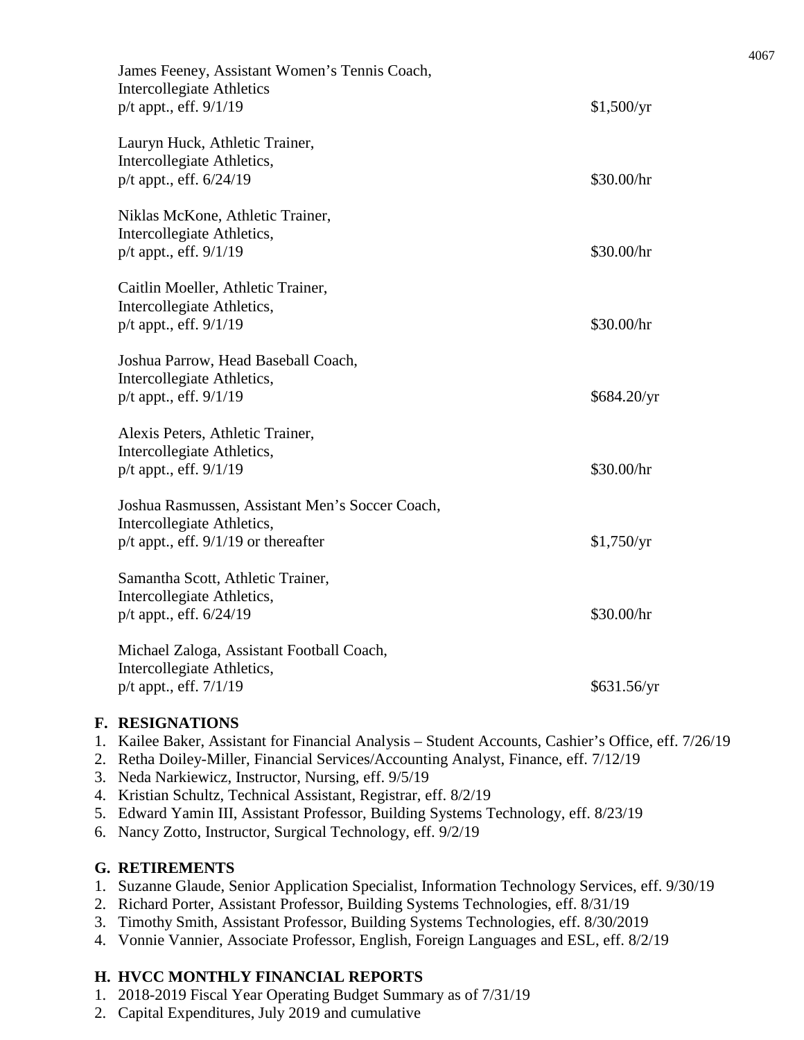James Feeney, Assistant Women's Tennis Coach,
Intercollegiate Athletics
p/t appt., eff. 9/1/19 — $1,500/yr

Lauryn Huck, Athletic Trainer,
Intercollegiate Athletics,
p/t appt., eff. 6/24/19 — $30.00/hr

Niklas McKone, Athletic Trainer,
Intercollegiate Athletics,
p/t appt., eff. 9/1/19 — $30.00/hr

Caitlin Moeller, Athletic Trainer,
Intercollegiate Athletics,
p/t appt., eff. 9/1/19 — $30.00/hr

Joshua Parrow, Head Baseball Coach,
Intercollegiate Athletics,
p/t appt., eff. 9/1/19 — $684.20/yr

Alexis Peters, Athletic Trainer,
Intercollegiate Athletics,
p/t appt., eff. 9/1/19 — $30.00/hr

Joshua Rasmussen, Assistant Men's Soccer Coach,
Intercollegiate Athletics,
p/t appt., eff. 9/1/19 or thereafter — $1,750/yr

Samantha Scott, Athletic Trainer,
Intercollegiate Athletics,
p/t appt., eff. 6/24/19 — $30.00/hr

Michael Zaloga, Assistant Football Coach,
Intercollegiate Athletics,
p/t appt., eff. 7/1/19 — $631.56/yr

## F. RESIGNATIONS

1. Kailee Baker, Assistant for Financial Analysis – Student Accounts, Cashier's Office, eff. 7/26/19
2. Retha Doiley-Miller, Financial Services/Accounting Analyst, Finance, eff. 7/12/19
3. Neda Narkiewicz, Instructor, Nursing, eff. 9/5/19
4. Kristian Schultz, Technical Assistant, Registrar, eff. 8/2/19
5. Edward Yamin III, Assistant Professor, Building Systems Technology, eff. 8/23/19
6. Nancy Zotto, Instructor, Surgical Technology, eff. 9/2/19

## G. RETIREMENTS

1. Suzanne Glaude, Senior Application Specialist, Information Technology Services, eff. 9/30/19
2. Richard Porter, Assistant Professor, Building Systems Technologies, eff. 8/31/19
3. Timothy Smith, Assistant Professor, Building Systems Technologies, eff. 8/30/2019
4. Vonnie Vannier, Associate Professor, English, Foreign Languages and ESL, eff. 8/2/19

## H. HVCC MONTHLY FINANCIAL REPORTS

1. 2018-2019 Fiscal Year Operating Budget Summary as of 7/31/19
2. Capital Expenditures, July 2019 and cumulative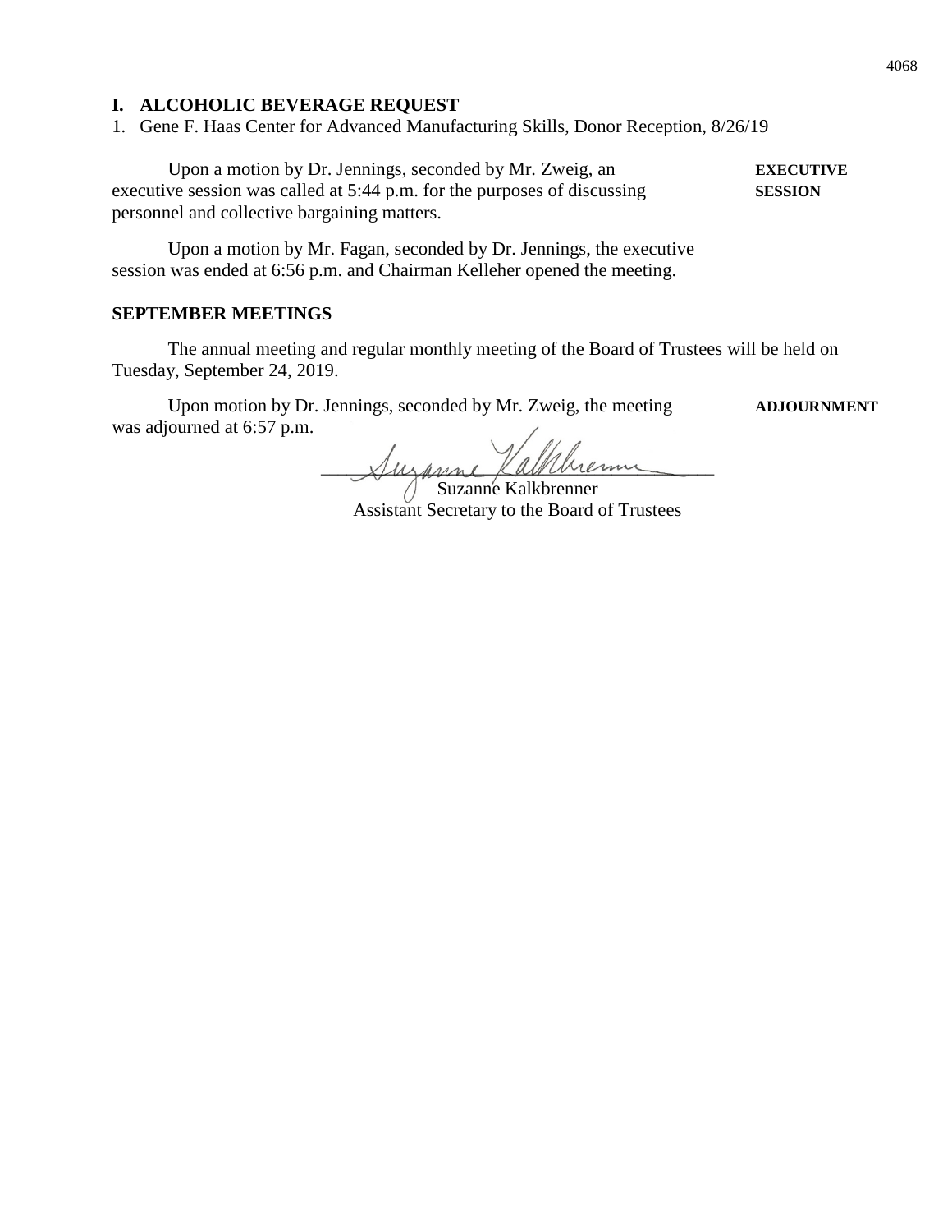## I. ALCOHOLIC BEVERAGE REQUEST

1. Gene F. Haas Center for Advanced Manufacturing Skills, Donor Reception, 8/26/19

**EXECUTIVE SESSION**

Upon a motion by Dr. Jennings, seconded by Mr. Zweig, an executive session was called at 5:44 p.m. for the purposes of discussing personnel and collective bargaining matters.

Upon a motion by Mr. Fagan, seconded by Dr. Jennings, the executive session was ended at 6:56 p.m. and Chairman Kelleher opened the meeting.

## SEPTEMBER MEETINGS

The annual meeting and regular monthly meeting of the Board of Trustees will be held on Tuesday, September 24, 2019.

**ADJOURNMENT**

Upon motion by Dr. Jennings, seconded by Mr. Zweig, the meeting was adjourned at 6:57 p.m.

Suzanne Kalkbrenner
Assistant Secretary to the Board of Trustees